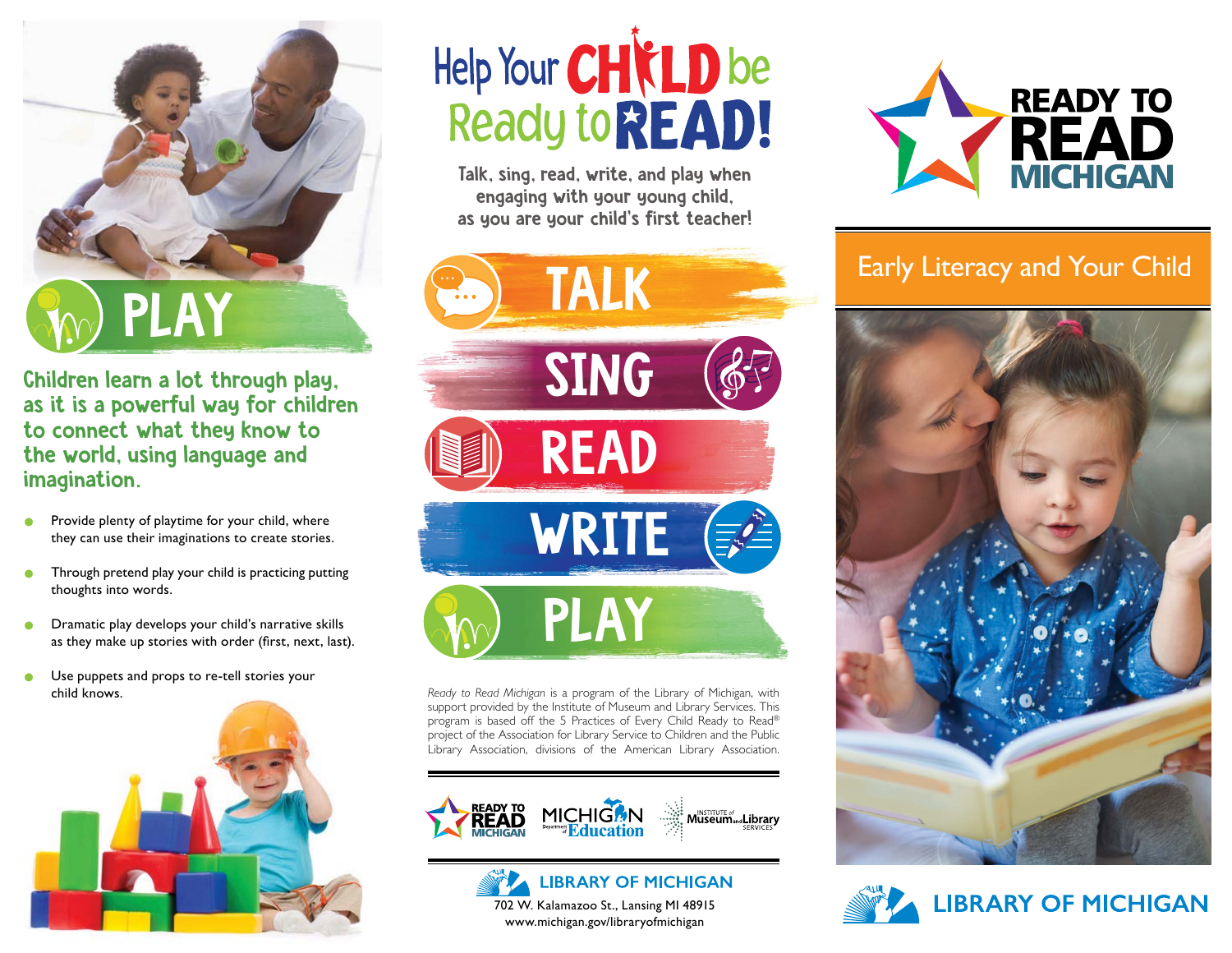# PLAY

**Children learn a lot through play, as it is a powerful way for children to connect what they know to the world, using language and imagination.**

- Provide plenty of playtime for your child, where they can use their imaginations to create stories.
- Through pretend play your child is practicing putting thoughts into words.
- Dramatic play develops your child's narrative skills as they make up stories with order (first, next, last).
- Use puppets and props to re-tell stories your child knows.

# Help Your CHILD be Ready to READ!

**Talk, sing, read, write, and play when engaging with your young child, as you are your child's first teacher!**

- TALK
- SING
- READ
- WRITE
- PLAY

*Ready to Read Michigan* is a program of the Library of Michigan, with support provided by the Institute of Museum and Library Services. This program is based off the 5 Practices of Every Child Ready to Read® project of the Association for Library Service to Children and the Public Library Association, divisions of the American Library Association.

READY TO READ MICHIGAN · MICHIGAN Department of Education · INSTITUTE of Museum and Library SERVICES

**LIBRARY OF MICHIGAN**
702 W. Kalamazoo St., Lansing MI 48915
www.michigan.gov/libraryofmichigan

# READY TO READ MICHIGAN

## Early Literacy and Your Child

**LIBRARY OF MICHIGAN**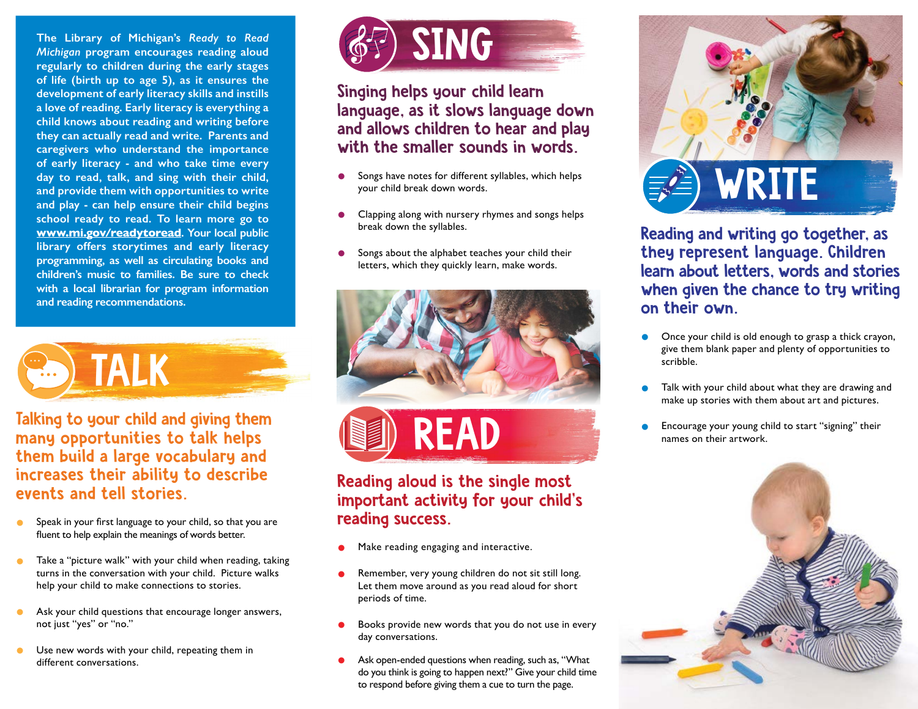The Library of Michigan's *Ready to Read Michigan* program encourages reading aloud regularly to children during the early stages of life (birth up to age 5), as it ensures the development of early literacy skills and instills a love of reading. Early literacy is everything a child knows about reading and writing before they can actually read and write. Parents and caregivers who understand the importance of early literacy - and who take time every day to read, talk, and sing with their child, and provide them with opportunities to write and play - can help ensure their child begins school ready to read. To learn more go to **www.mi.gov/readytoread**. Your local public library offers storytimes and early literacy programming, as well as circulating books and children's music to families. Be sure to check with a local librarian for program information and reading recommendations.

# TALK

## Talking to your child and giving them many opportunities to talk helps them build a large vocabulary and increases their ability to describe events and tell stories.

- Speak in your first language to your child, so that you are fluent to help explain the meanings of words better.
- Take a "picture walk" with your child when reading, taking turns in the conversation with your child. Picture walks help your child to make connections to stories.
- Ask your child questions that encourage longer answers, not just "yes" or "no."
- Use new words with your child, repeating them in different conversations.

# SING

## Singing helps your child learn language, as it slows language down and allows children to hear and play with the smaller sounds in words.

- Songs have notes for different syllables, which helps your child break down words.
- Clapping along with nursery rhymes and songs helps break down the syllables.
- Songs about the alphabet teaches your child their letters, which they quickly learn, make words.

# READ

## Reading aloud is the single most important activity for your child's reading success.

- Make reading engaging and interactive.
- Remember, very young children do not sit still long. Let them move around as you read aloud for short periods of time.
- Books provide new words that you do not use in every day conversations.
- Ask open-ended questions when reading, such as, "What do you think is going to happen next?" Give your child time to respond before giving them a cue to turn the page.

# WRITE

## Reading and writing go together, as they represent language. Children learn about letters, words and stories when given the chance to try writing on their own.

- Once your child is old enough to grasp a thick crayon, give them blank paper and plenty of opportunities to scribble.
- Talk with your child about what they are drawing and make up stories with them about art and pictures.
- Encourage your young child to start "signing" their names on their artwork.